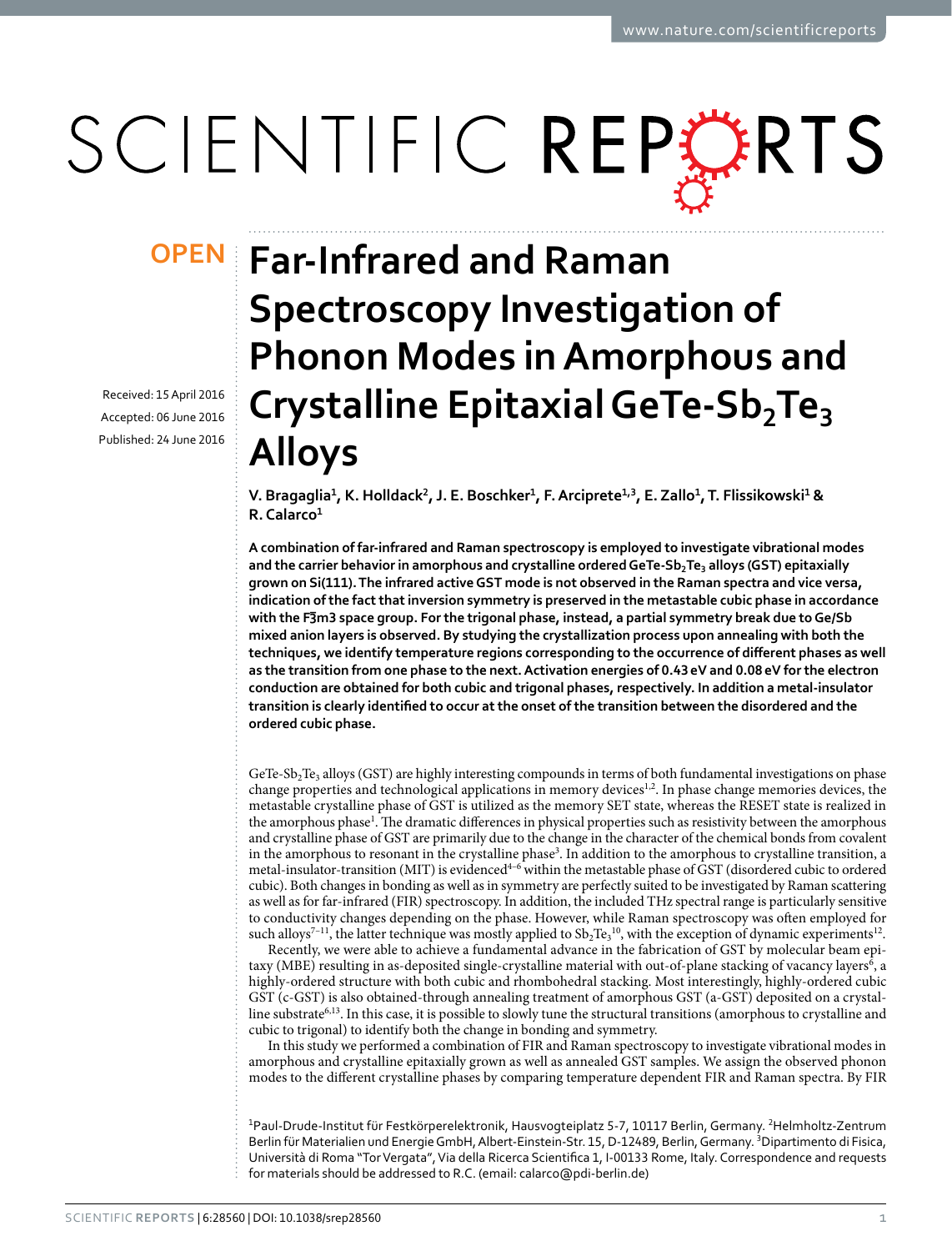OPEN

# Far-Infrared and Raman Spectroscopy Investigation of Phonon Modes in Amorphous and Crystalline Epitaxial GeTe-$Sb_2Te_3$ Alloys

Received: 15 April 2016

Accepted: 06 June 2016

Published: 24 June 2016

V. Bragaglia[1], K. Holldack[2], J. E. Boschker[1], F. Arciprete[1,3], E. Zallo[1], T. Flissikowski[1] & R. Calarco[1]

**A combination of far-infrared and Raman spectroscopy is employed to investigate vibrational modes and the carrier behavior in amorphous and crystalline ordered GeTe-$Sb_2Te_3$ alloys (GST) epitaxially grown on Si(111). The infrared active GST mode is not observed in the Raman spectra and vice versa, indication of the fact that inversion symmetry is preserved in the metastable cubic phase in accordance with the $Fm\bar{3}m$ space group. For the trigonal phase, instead, a partial symmetry break due to Ge/Sb mixed anion layers is observed. By studying the crystallization process upon annealing with both the techniques, we identify temperature regions corresponding to the occurrence of different phases as well as the transition from one phase to the next. Activation energies of 0.43 eV and 0.08 eV for the electron conduction are obtained for both cubic and trigonal phases, respectively. In addition a metal-insulator transition is clearly identified to occur at the onset of the transition between the disordered and the ordered cubic phase.**

GeTe-$Sb_2Te_3$ alloys (GST) are highly interesting compounds in terms of both fundamental investigations on phase change properties and technological applications in memory devices[1,2]. In phase change memories devices, the metastable crystalline phase of GST is utilized as the memory SET state, whereas the RESET state is realized in the amorphous phase[1]. The dramatic differences in physical properties such as resistivity between the amorphous and crystalline phase of GST are primarily due to the change in the character of the chemical bonds from covalent in the amorphous to resonant in the crystalline phase[3]. In addition to the amorphous to crystalline transition, a metal-insulator-transition (MIT) is evidenced[4–6] within the metastable phase of GST (disordered cubic to ordered cubic). Both changes in bonding as well as in symmetry are perfectly suited to be investigated by Raman scattering as well as for far-infrared (FIR) spectroscopy. In addition, the included THz spectral range is particularly sensitive to conductivity changes depending on the phase. However, while Raman spectroscopy was often employed for such alloys[7–11], the latter technique was mostly applied to $Sb_2Te_3$[10], with the exception of dynamic experiments[12].

Recently, we were able to achieve a fundamental advance in the fabrication of GST by molecular beam epitaxy (MBE) resulting in as-deposited single-crystalline material with out-of-plane stacking of vacancy layers[6], a highly-ordered structure with both cubic and rhombohedral stacking. Most interestingly, highly-ordered cubic GST (c-GST) is also obtained-through annealing treatment of amorphous GST (a-GST) deposited on a crystalline substrate[6,13]. In this case, it is possible to slowly tune the structural transitions (amorphous to crystalline and cubic to trigonal) to identify both the change in bonding and symmetry.

In this study we performed a combination of FIR and Raman spectroscopy to investigate vibrational modes in amorphous and crystalline epitaxially grown as well as annealed GST samples. We assign the observed phonon modes to the different crystalline phases by comparing temperature dependent FIR and Raman spectra. By FIR

[1]Paul-Drude-Institut für Festkörperelektronik, Hausvogteiplatz 5-7, 10117 Berlin, Germany. [2]Helmholtz-Zentrum Berlin für Materialien und Energie GmbH, Albert-Einstein-Str. 15, D-12489, Berlin, Germany. [3]Dipartimento di Fisica, Università di Roma "Tor Vergata", Via della Ricerca Scientifica 1, I-00133 Rome, Italy. Correspondence and requests for materials should be addressed to R.C. (email: calarco@pdi-berlin.de)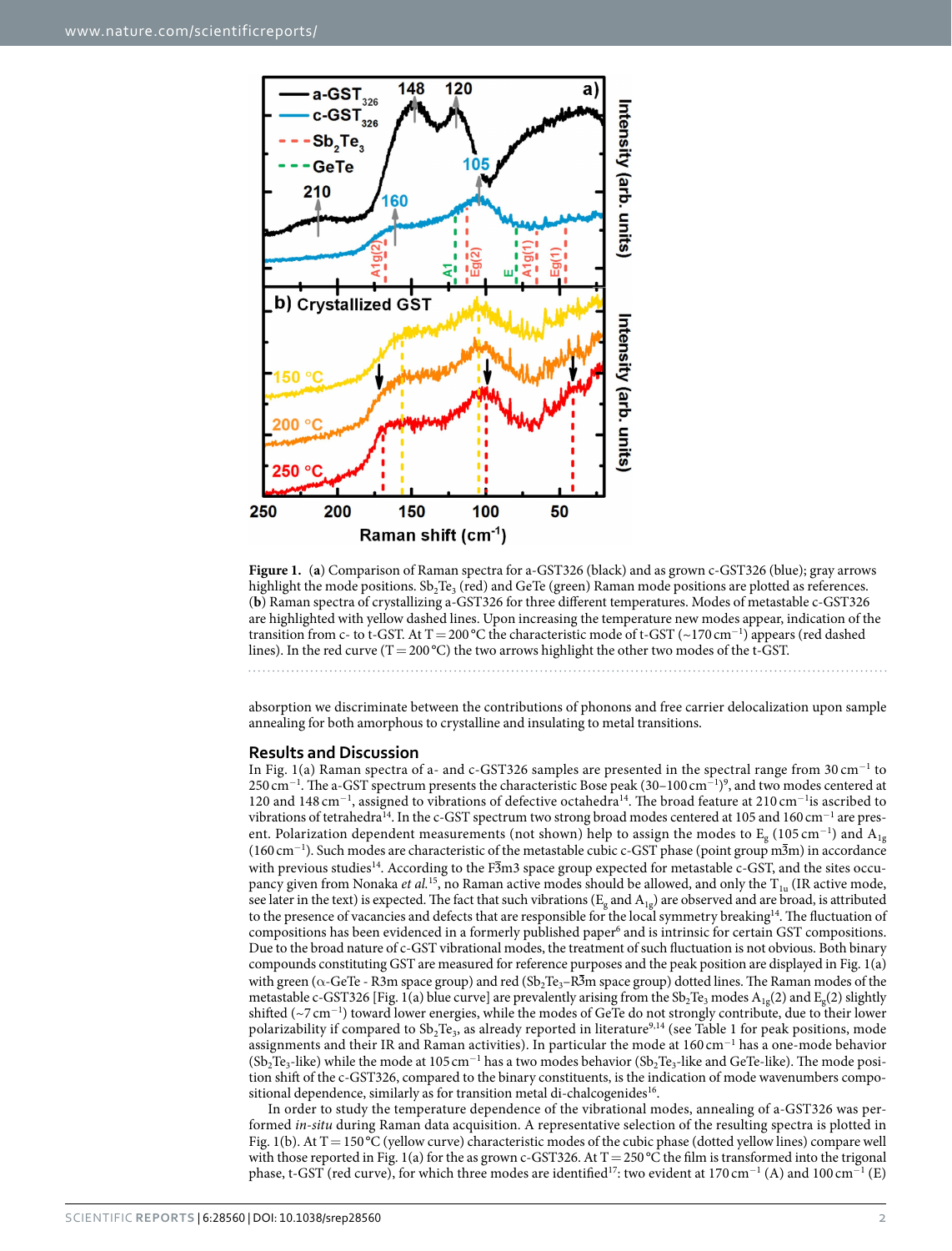**Figure 1.** (**a**) Comparison of Raman spectra for a-GST326 (black) and as grown c-GST326 (blue); gray arrows highlight the mode positions. $Sb_2Te_3$ (red) and GeTe (green) Raman mode positions are plotted as references. (**b**) Raman spectra of crystallizing a-GST326 for three different temperatures. Modes of metastable c-GST326 are highlighted with yellow dashed lines. Upon increasing the temperature new modes appear, indication of the transition from c- to t-GST. At T = 200 °C the characteristic mode of t-GST (~170 $cm^{-1}$) appears (red dashed lines). In the red curve (T = 200 °C) the two arrows highlight the other two modes of the t-GST.

absorption we discriminate between the contributions of phonons and free carrier delocalization upon sample annealing for both amorphous to crystalline and insulating to metal transitions.

## Results and Discussion

In Fig. 1(a) Raman spectra of a- and c-GST326 samples are presented in the spectral range from 30 $cm^{-1}$ to 250 $cm^{-1}$. The a-GST spectrum presents the characteristic Bose peak (30–100 $cm^{-1}$)[9], and two modes centered at 120 and 148 $cm^{-1}$, assigned to vibrations of defective octahedra[14]. The broad feature at 210 $cm^{-1}$is ascribed to vibrations of tetrahedra[14]. In the c-GST spectrum two strong broad modes centered at 105 and 160 $cm^{-1}$ are present. Polarization dependent measurements (not shown) help to assign the modes to $E_g$ (105 $cm^{-1}$) and $A_{1g}$ (160 $cm^{-1}$). Such modes are characteristic of the metastable cubic c-GST phase (point group m$\bar{3}$m) in accordance with previous studies[14]. According to the F$\bar{3}$m3 space group expected for metastable c-GST, and the sites occupancy given from Nonaka *et al.*[15], no Raman active modes should be allowed, and only the $T_{1u}$ (IR active mode, see later in the text) is expected. The fact that such vibrations ($E_g$ and $A_{1g}$) are observed and are broad, is attributed to the presence of vacancies and defects that are responsible for the local symmetry breaking[14]. The fluctuation of compositions has been evidenced in a formerly published paper[6] and is intrinsic for certain GST compositions. Due to the broad nature of c-GST vibrational modes, the treatment of such fluctuation is not obvious. Both binary compounds constituting GST are measured for reference purposes and the peak position are displayed in Fig. 1(a) with green ($\alpha$-GeTe - R3m space group) and red ($Sb_2Te_3$–R$\bar{3}$m space group) dotted lines. The Raman modes of the metastable c-GST326 [Fig. 1(a) blue curve] are prevalently arising from the $Sb_2Te_3$ modes $A_{1g}(2)$ and $E_g(2)$ slightly shifted (~7 $cm^{-1}$) toward lower energies, while the modes of GeTe do not strongly contribute, due to their lower polarizability if compared to $Sb_2Te_3$, as already reported in literature[9,14] (see Table 1 for peak positions, mode assignments and their IR and Raman activities). In particular the mode at 160 $cm^{-1}$ has a one-mode behavior ($Sb_2Te_3$-like) while the mode at 105 $cm^{-1}$ has a two modes behavior ($Sb_2Te_3$-like and GeTe-like). The mode position shift of the c-GST326, compared to the binary constituents, is the indication of mode wavenumbers compositional dependence, similarly as for transition metal di-chalcogenides[16].

In order to study the temperature dependence of the vibrational modes, annealing of a-GST326 was performed *in-situ* during Raman data acquisition. A representative selection of the resulting spectra is plotted in Fig. 1(b). At T = 150 °C (yellow curve) characteristic modes of the cubic phase (dotted yellow lines) compare well with those reported in Fig. 1(a) for the as grown c-GST326. At T = 250 °C the film is transformed into the trigonal phase, t-GST (red curve), for which three modes are identified[17]: two evident at 170 $cm^{-1}$ (A) and 100 $cm^{-1}$ (E)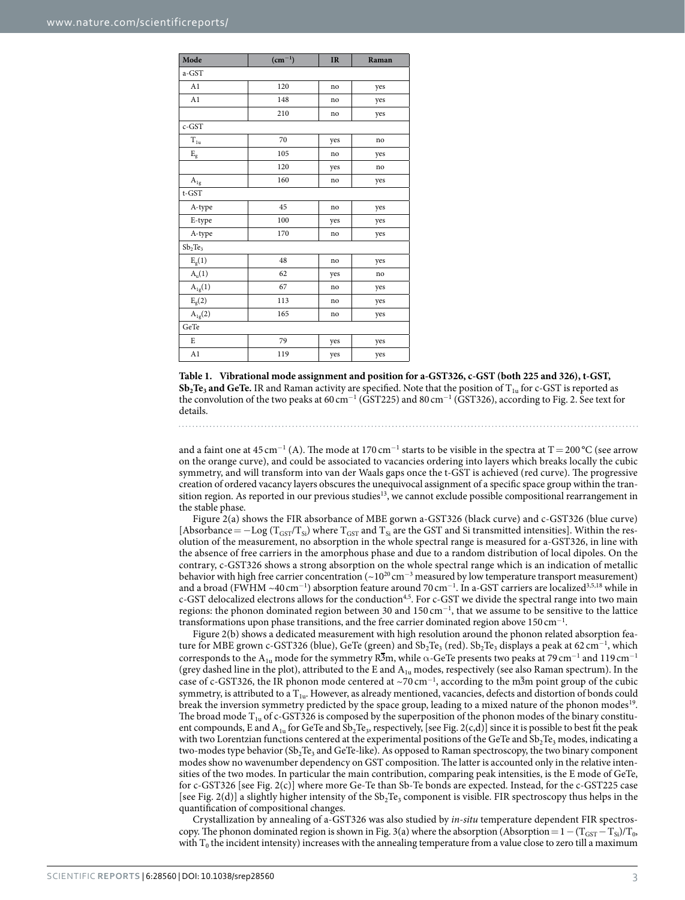| Mode | ($cm^{-1}$) | IR | Raman |
|---|---|---|---|
| a-GST | | | |
| A1 | 120 | no | yes |
| A1 | 148 | no | yes |
| | 210 | no | yes |
| c-GST | | | |
| $T_{1u}$ | 70 | yes | no |
| $E_g$ | 105 | no | yes |
| | 120 | yes | no |
| $A_{1g}$ | 160 | no | yes |
| t-GST | | | |
| A-type | 45 | no | yes |
| E-type | 100 | yes | yes |
| A-type | 170 | no | yes |
| $Sb_2Te_3$ | | | |
| $E_g(1)$ | 48 | no | yes |
| $A_u(1)$ | 62 | yes | no |
| $A_{1g}(1)$ | 67 | no | yes |
| $E_g(2)$ | 113 | no | yes |
| $A_{1g}(2)$ | 165 | no | yes |
| GeTe | | | |
| E | 79 | yes | yes |
| A1 | 119 | yes | yes |

**Table 1. Vibrational mode assignment and position for a-GST326, c-GST (both 225 and 326), t-GST, $Sb_2Te_3$ and GeTe.** IR and Raman activity are specified. Note that the position of $T_{1u}$ for c-GST is reported as the convolution of the two peaks at 60 $cm^{-1}$ (GST225) and 80 $cm^{-1}$ (GST326), according to Fig. 2. See text for details.

and a faint one at 45 $cm^{-1}$ (A). The mode at 170 $cm^{-1}$ starts to be visible in the spectra at T = 200 °C (see arrow on the orange curve), and could be associated to vacancies ordering into layers which breaks locally the cubic symmetry, and will transform into van der Waals gaps once the t-GST is achieved (red curve). The progressive creation of ordered vacancy layers obscures the unequivocal assignment of a specific space group within the transition region. As reported in our previous studies[13], we cannot exclude possible compositional rearrangement in the stable phase.

Figure 2(a) shows the FIR absorbance of MBE gorwn a-GST326 (black curve) and c-GST326 (blue curve) [Absorbance = −Log ($T_{GST}/T_{Si}$) where $T_{GST}$ and $T_{Si}$ are the GST and Si transmitted intensities]. Within the resolution of the measurement, no absorption in the whole spectral range is measured for a-GST326, in line with the absence of free carriers in the amorphous phase and due to a random distribution of local dipoles. On the contrary, c-GST326 shows a strong absorption on the whole spectral range which is an indication of metallic behavior with high free carrier concentration (~$10^{20}$ $cm^{-3}$ measured by low temperature transport measurement) and a broad (FWHM ~40 $cm^{-1}$) absorption feature around 70 $cm^{-1}$. In a-GST carriers are localized[3,5,18] while in c-GST delocalized electrons allows for the conduction[4,5]. For c-GST we divide the spectral range into two main regions: the phonon dominated region between 30 and 150 $cm^{-1}$, that we assume to be sensitive to the lattice transformations upon phase transitions, and the free carrier dominated region above 150 $cm^{-1}$.

Figure 2(b) shows a dedicated measurement with high resolution around the phonon related absorption feature for MBE grown c-GST326 (blue), GeTe (green) and $Sb_2Te_3$ (red). $Sb_2Te_3$ displays a peak at 62 $cm^{-1}$, which corresponds to the $A_{1u}$ mode for the symmetry $R\bar{3}m$, while α-GeTe presents two peaks at 79 $cm^{-1}$ and 119 $cm^{-1}$ (grey dashed line in the plot), attributed to the E and $A_{1u}$ modes, respectively (see also Raman spectrum). In the case of c-GST326, the IR phonon mode centered at ~70 $cm^{-1}$, according to the $m\bar{3}m$ point group of the cubic symmetry, is attributed to a $T_{1u}$. However, as already mentioned, vacancies, defects and distortion of bonds could break the inversion symmetry predicted by the space group, leading to a mixed nature of the phonon modes[19]. The broad mode $T_{1u}$ of c-GST326 is composed by the superposition of the phonon modes of the binary constituent compounds, E and $A_{1u}$ for GeTe and $Sb_2Te_3$, respectively, [see Fig. 2(c,d)] since it is possible to best fit the peak with two Lorentzian functions centered at the experimental positions of the GeTe and $Sb_2Te_3$ modes, indicating a two-modes type behavior ($Sb_2Te_3$ and GeTe-like). As opposed to Raman spectroscopy, the two binary component modes show no wavenumber dependency on GST composition. The latter is accounted only in the relative intensities of the two modes. In particular the main contribution, comparing peak intensities, is the E mode of GeTe, for c-GST326 [see Fig. 2(c)] where more Ge-Te than Sb-Te bonds are expected. Instead, for the c-GST225 case [see Fig. 2(d)] a slightly higher intensity of the $Sb_2Te_3$ component is visible. FIR spectroscopy thus helps in the quantification of compositional changes.

Crystallization by annealing of a-GST326 was also studied by *in-situ* temperature dependent FIR spectroscopy. The phonon dominated region is shown in Fig. 3(a) where the absorption (Absorption = 1 − ($T_{GST}$ − $T_{Si}$)/$T_0$, with $T_0$ the incident intensity) increases with the annealing temperature from a value close to zero till a maximum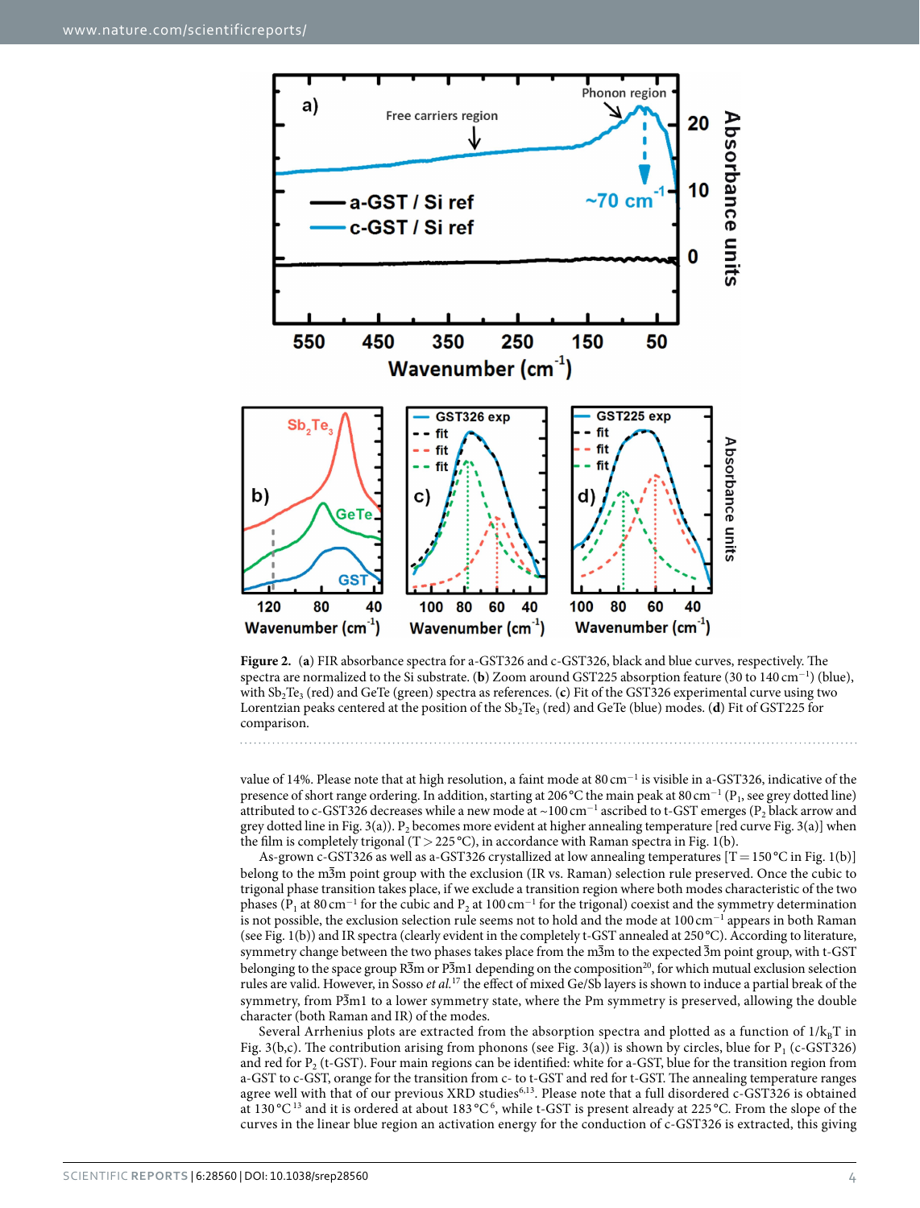**Figure 2.** (**a**) FIR absorbance spectra for a-GST326 and c-GST326, black and blue curves, respectively. The spectra are normalized to the Si substrate. (**b**) Zoom around GST225 absorption feature (30 to 140 $cm^{-1}$) (blue), with $Sb_2Te_3$ (red) and GeTe (green) spectra as references. (**c**) Fit of the GST326 experimental curve using two Lorentzian peaks centered at the position of the $Sb_2Te_3$ (red) and GeTe (blue) modes. (**d**) Fit of GST225 for comparison.

value of 14%. Please note that at high resolution, a faint mode at 80 $cm^{-1}$ is visible in a-GST326, indicative of the presence of short range ordering. In addition, starting at 206 °C the main peak at 80 $cm^{-1}$ ($P_1$, see grey dotted line) attributed to c-GST326 decreases while a new mode at ~100 $cm^{-1}$ ascribed to t-GST emerges ($P_2$ black arrow and grey dotted line in Fig. 3(a)). $P_2$ becomes more evident at higher annealing temperature [red curve Fig. 3(a)] when the film is completely trigonal (T > 225 °C), in accordance with Raman spectra in Fig. 1(b).

As-grown c-GST326 as well as a-GST326 crystallized at low annealing temperatures [T = 150 °C in Fig. 1(b)] belong to the m$\bar{3}$m point group with the exclusion (IR vs. Raman) selection rule preserved. Once the cubic to trigonal phase transition takes place, if we exclude a transition region where both modes characteristic of the two phases ($P_1$ at 80 $cm^{-1}$ for the cubic and $P_2$ at 100 $cm^{-1}$ for the trigonal) coexist and the symmetry determination is not possible, the exclusion selection rule seems not to hold and the mode at 100 $cm^{-1}$ appears in both Raman (see Fig. 1(b)) and IR spectra (clearly evident in the completely t-GST annealed at 250 °C). According to literature, symmetry change between the two phases takes place from the m$\bar{3}$m to the expected $\bar{3}$m point group, with t-GST belonging to the space group R$\bar{3}$m or P$\bar{3}$m1 depending on the composition[20], for which mutual exclusion selection rules are valid. However, in Sosso *et al.*[17] the effect of mixed Ge/Sb layers is shown to induce a partial break of the symmetry, from P$\bar{3}$m1 to a lower symmetry state, where the Pm symmetry is preserved, allowing the double character (both Raman and IR) of the modes.

Several Arrhenius plots are extracted from the absorption spectra and plotted as a function of $1/k_BT$ in Fig. 3(b,c). The contribution arising from phonons (see Fig. 3(a)) is shown by circles, blue for $P_1$ (c-GST326) and red for $P_2$ (t-GST). Four main regions can be identified: white for a-GST, blue for the transition region from a-GST to c-GST, orange for the transition from c- to t-GST and red for t-GST. The annealing temperature ranges agree well with that of our previous XRD studies[6,13]. Please note that a full disordered c-GST326 is obtained at 130 °C[13] and it is ordered at about 183 °C[6], while t-GST is present already at 225 °C. From the slope of the curves in the linear blue region an activation energy for the conduction of c-GST326 is extracted, this giving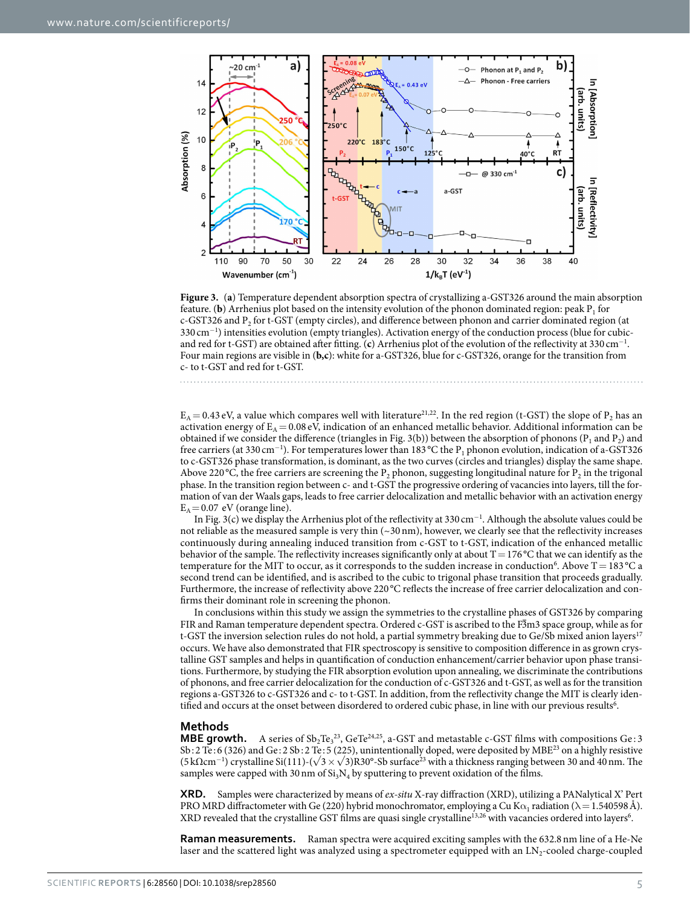**Figure 3.** (**a**) Temperature dependent absorption spectra of crystallizing a-GST326 around the main absorption feature. (**b**) Arrhenius plot based on the intensity evolution of the phonon dominated region: peak $P_1$ for c-GST326 and $P_2$ for t-GST (empty circles), and difference between phonon and carrier dominated region (at 330 cm$^{-1}$) intensities evolution (empty triangles). Activation energy of the conduction process (blue for cubic- and red for t-GST) are obtained after fitting. (**c**) Arrhenius plot of the evolution of the reflectivity at 330 cm$^{-1}$. Four main regions are visible in (**b,c**): white for a-GST326, blue for c-GST326, orange for the transition from c- to t-GST and red for t-GST.

$E_A = 0.43$ eV, a value which compares well with literature[21,22]. In the red region (t-GST) the slope of $P_2$ has an activation energy of $E_A = 0.08$ eV, indication of an enhanced metallic behavior. Additional information can be obtained if we consider the difference (triangles in Fig. 3(b)) between the absorption of phonons ($P_1$ and $P_2$) and free carriers (at 330 cm$^{-1}$). For temperatures lower than 183 °C the $P_1$ phonon evolution, indication of a-GST326 to c-GST326 phase transformation, is dominant, as the two curves (circles and triangles) display the same shape. Above 220 °C, the free carriers are screening the $P_2$ phonon, suggesting longitudinal nature for $P_2$ in the trigonal phase. In the transition region between c- and t-GST the progressive ordering of vacancies into layers, till the formation of van der Waals gaps, leads to free carrier delocalization and metallic behavior with an activation energy $E_A = 0.07$ eV (orange line).

In Fig. 3(c) we display the Arrhenius plot of the reflectivity at 330 cm$^{-1}$. Although the absolute values could be not reliable as the measured sample is very thin (~30 nm), however, we clearly see that the reflectivity increases continuously during annealing induced transition from c-GST to t-GST, indication of the enhanced metallic behavior of the sample. The reflectivity increases significantly only at about T = 176 °C that we can identify as the temperature for the MIT to occur, as it corresponds to the sudden increase in conduction[6]. Above T = 183 °C a second trend can be identified, and is ascribed to the cubic to trigonal phase transition that proceeds gradually. Furthermore, the increase of reflectivity above 220 °C reflects the increase of free carrier delocalization and confirms their dominant role in screening the phonon.

In conclusions within this study we assign the symmetries to the crystalline phases of GST326 by comparing FIR and Raman temperature dependent spectra. Ordered c-GST is ascribed to the F$\bar{3}$m3 space group, while as for t-GST the inversion selection rules do not hold, a partial symmetry breaking due to Ge/Sb mixed anion layers[17] occurs. We have also demonstrated that FIR spectroscopy is sensitive to composition difference in as grown crystalline GST samples and helps in quantification of conduction enhancement/carrier behavior upon phase transitions. Furthermore, by studying the FIR absorption evolution upon annealing, we discriminate the contributions of phonons, and free carrier delocalization for the conduction of c-GST326 and t-GST, as well as for the transition regions a-GST326 to c-GST326 and c- to t-GST. In addition, from the reflectivity change the MIT is clearly identified and occurs at the onset between disordered to ordered cubic phase, in line with our previous results[6].

## Methods

**MBE growth.** A series of $Sb_2Te_3$[23], GeTe[24,25], a-GST and metastable c-GST films with compositions Ge : 3 Sb : 2 Te : 6 (326) and Ge : 2 Sb : 2 Te : 5 (225), unintentionally doped, were deposited by MBE[23] on a highly resistive (5 kΩcm$^{-1}$) crystalline Si(111)-($\sqrt{3} \times \sqrt{3}$)R30°-Sb surface[23] with a thickness ranging between 30 and 40 nm. The samples were capped with 30 nm of $Si_3N_4$ by sputtering to prevent oxidation of the films.

**XRD.** Samples were characterized by means of *ex-situ* X-ray diffraction (XRD), utilizing a PANalytical X' Pert PRO MRD diffractometer with Ge (220) hybrid monochromator, employing a Cu K$\alpha_1$ radiation ($\lambda = 1.540598$ Å). XRD revealed that the crystalline GST films are quasi single crystalline[13,26] with vacancies ordered into layers[6].

**Raman measurements.** Raman spectra were acquired exciting samples with the 632.8 nm line of a He-Ne laser and the scattered light was analyzed using a spectrometer equipped with an $LN_2$-cooled charge-coupled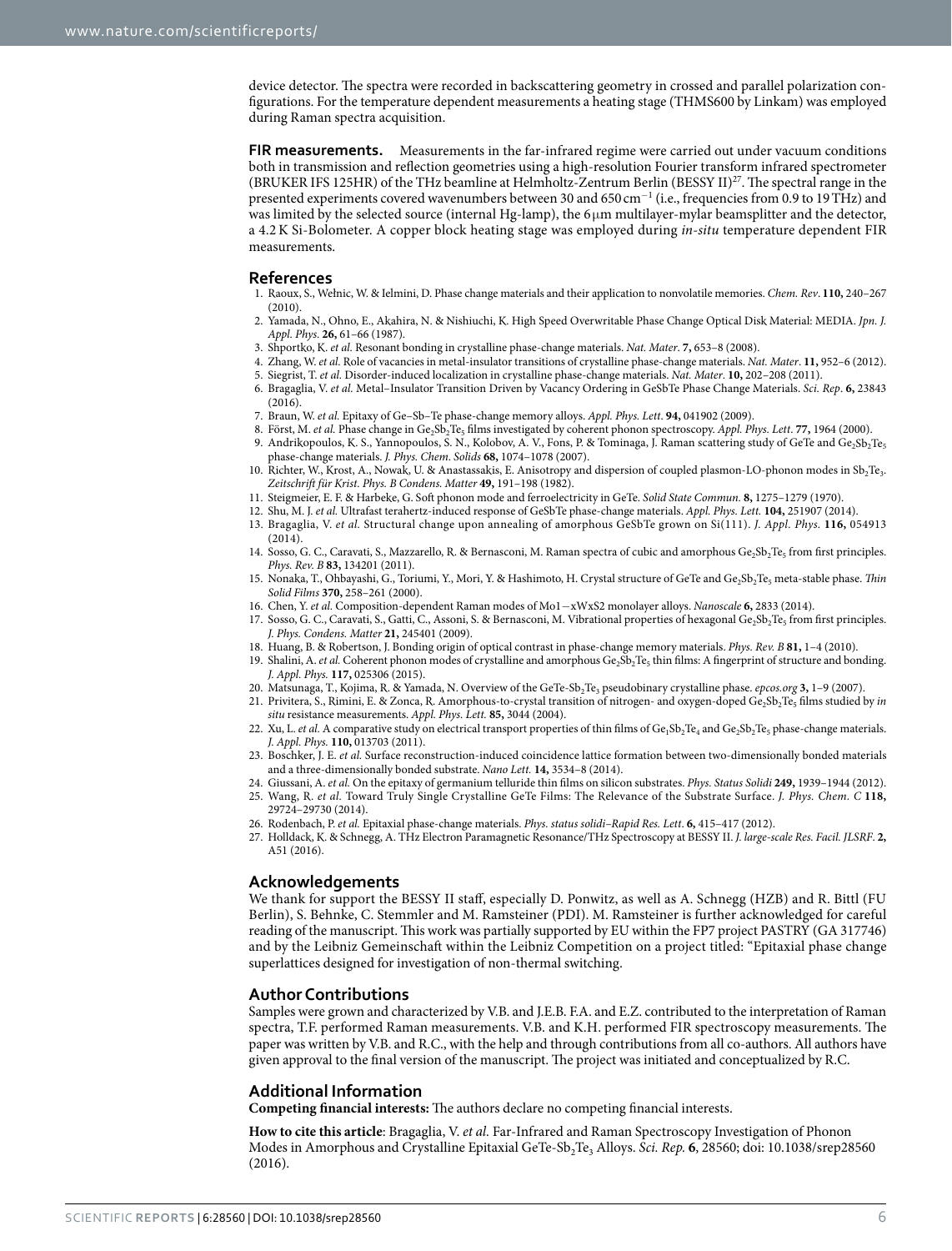device detector. The spectra were recorded in backscattering geometry in crossed and parallel polarization configurations. For the temperature dependent measurements a heating stage (THMS600 by Linkam) was employed during Raman spectra acquisition.

**FIR measurements.** Measurements in the far-infrared regime were carried out under vacuum conditions both in transmission and reflection geometries using a high-resolution Fourier transform infrared spectrometer (BRUKER IFS 125HR) of the THz beamline at Helmholtz-Zentrum Berlin (BESSY II)[27]. The spectral range in the presented experiments covered wavenumbers between 30 and 650 $cm^{-1}$ (i.e., frequencies from 0.9 to 19 THz) and was limited by the selected source (internal Hg-lamp), the 6 μm multilayer-mylar beamsplitter and the detector, a 4.2 K Si-Bolometer. A copper block heating stage was employed during *in-situ* temperature dependent FIR measurements.

## References

1. Raoux, S., Wełnic, W. & Ielmini, D. Phase change materials and their application to nonvolatile memories. *Chem. Rev*. **110,** 240–267 (2010).
2. Yamada, N., Ohno, E., Akahira, N. & Nishiuchi, K. High Speed Overwritable Phase Change Optical Disk Material: MEDIA. *Jpn. J. Appl. Phys*. **26,** 61–66 (1987).
3. Shportko, K. *et al.* Resonant bonding in crystalline phase-change materials. *Nat. Mater*. **7,** 653–8 (2008).
4. Zhang, W. *et al.* Role of vacancies in metal-insulator transitions of crystalline phase-change materials. *Nat. Mater*. **11,** 952–6 (2012).
5. Siegrist, T. *et al.* Disorder-induced localization in crystalline phase-change materials. *Nat. Mater*. **10,** 202–208 (2011).
6. Bragaglia, V. *et al.* Metal–Insulator Transition Driven by Vacancy Ordering in GeSbTe Phase Change Materials. *Sci. Rep*. **6,** 23843 (2016).
7. Braun, W. *et al.* Epitaxy of Ge–Sb–Te phase-change memory alloys. *Appl. Phys. Lett*. **94,** 041902 (2009).
8. Först, M. *et al.* Phase change in $Ge_2Sb_2Te_5$ films investigated by coherent phonon spectroscopy. *Appl. Phys. Lett*. **77,** 1964 (2000).
9. Andrikopoulos, K. S., Yannopoulos, S. N., Kolobov, A. V., Fons, P. & Tominaga, J. Raman scattering study of GeTe and $Ge_2Sb_2Te_5$ phase-change materials. *J. Phys. Chem. Solids* **68,** 1074–1078 (2007).
10. Richter, W., Krost, A., Nowak, U. & Anastassakis, E. Anisotropy and dispersion of coupled plasmon-LO-phonon modes in $Sb_2Te_3$. *Zeitschrift für Krist. Phys. B Condens. Matter* **49,** 191–198 (1982).
11. Steigmeier, E. F. & Harbeke, G. Soft phonon mode and ferroelectricity in GeTe. *Solid State Commun.* **8,** 1275–1279 (1970).
12. Shu, M. J. *et al.* Ultrafast terahertz-induced response of GeSbTe phase-change materials. *Appl. Phys. Lett.* **104,** 251907 (2014).
13. Bragaglia, V. *et al.* Structural change upon annealing of amorphous GeSbTe grown on Si(111). *J. Appl. Phys.* **116,** 054913 (2014).
14. Sosso, G. C., Caravati, S., Mazzarello, R. & Bernasconi, M. Raman spectra of cubic and amorphous $Ge_2Sb_2Te_5$ from first principles. *Phys. Rev. B* **83,** 134201 (2011).
15. Nonaka, T., Ohbayashi, G., Toriumi, Y., Mori, Y. & Hashimoto, H. Crystal structure of GeTe and $Ge_2Sb_2Te_5$ meta-stable phase. *Thin Solid Films* **370,** 258–261 (2000).
16. Chen, Y. *et al.* Composition-dependent Raman modes of Mo1−xWxS2 monolayer alloys. *Nanoscale* **6,** 2833 (2014).
17. Sosso, G. C., Caravati, S., Gatti, C., Assoni, S. & Bernasconi, M. Vibrational properties of hexagonal $Ge_2Sb_2Te_5$ from first principles. *J. Phys. Condens. Matter* **21,** 245401 (2009).
18. Huang, B. & Robertson, J. Bonding origin of optical contrast in phase-change memory materials. *Phys. Rev. B* **81,** 1–4 (2010).
19. Shalini, A. *et al.* Coherent phonon modes of crystalline and amorphous $Ge_2Sb_2Te_5$ thin films: A fingerprint of structure and bonding. *J. Appl. Phys.* **117,** 025306 (2015).
20. Matsunaga, T., Kojima, R. & Yamada, N. Overview of the GeTe-$Sb_2Te_3$ pseudobinary crystalline phase. *epcos.org* **3,** 1–9 (2007).
21. Privitera, S., Rimini, E. & Zonca, R. Amorphous-to-crystal transition of nitrogen- and oxygen-doped $Ge_2Sb_2Te_5$ films studied by *in situ* resistance measurements. *Appl. Phys. Lett.* **85,** 3044 (2004).
22. Xu, L. *et al.* A comparative study on electrical transport properties of thin films of $Ge_1Sb_2Te_4$ and $Ge_2Sb_2Te_5$ phase-change materials. *J. Appl. Phys.* **110,** 013703 (2011).
23. Boschker, J. E. *et al.* Surface reconstruction-induced coincidence lattice formation between two-dimensionally bonded materials and a three-dimensionally bonded substrate. *Nano Lett.* **14,** 3534–8 (2014).
24. Giussani, A. *et al.* On the epitaxy of germanium telluride thin films on silicon substrates. *Phys. Status Solidi* **249,** 1939–1944 (2012).
25. Wang, R. *et al*. Toward Truly Single Crystalline GeTe Films: The Relevance of the Substrate Surface. *J. Phys. Chem. C* **118,** 29724–29730 (2014).
26. Rodenbach, P. *et al.* Epitaxial phase-change materials. *Phys. status solidi–Rapid Res. Lett*. **6,** 415–417 (2012).
27. Holldack, K. & Schnegg, A. THz Electron Paramagnetic Resonance/THz Spectroscopy at BESSY II. *J. large-scale Res. Facil. JLSRF*. **2,** A51 (2016).

## Acknowledgements

We thank for support the BESSY II staff, especially D. Ponwitz, as well as A. Schnegg (HZB) and R. Bittl (FU Berlin), S. Behnke, C. Stemmler and M. Ramsteiner (PDI). M. Ramsteiner is further acknowledged for careful reading of the manuscript. This work was partially supported by EU within the FP7 project PASTRY (GA 317746) and by the Leibniz Gemeinschaft within the Leibniz Competition on a project titled: "Epitaxial phase change superlattices designed for investigation of non-thermal switching.

## Author Contributions

Samples were grown and characterized by V.B. and J.E.B. F.A. and E.Z. contributed to the interpretation of Raman spectra, T.F. performed Raman measurements. V.B. and K.H. performed FIR spectroscopy measurements. The paper was written by V.B. and R.C., with the help and through contributions from all co-authors. All authors have given approval to the final version of the manuscript. The project was initiated and conceptualized by R.C.

## Additional Information

**Competing financial interests:** The authors declare no competing financial interests.

**How to cite this article**: Bragaglia, V. *et al.* Far-Infrared and Raman Spectroscopy Investigation of Phonon Modes in Amorphous and Crystalline Epitaxial GeTe-$Sb_2Te_3$ Alloys. *Sci. Rep.* **6**, 28560; doi: 10.1038/srep28560 (2016).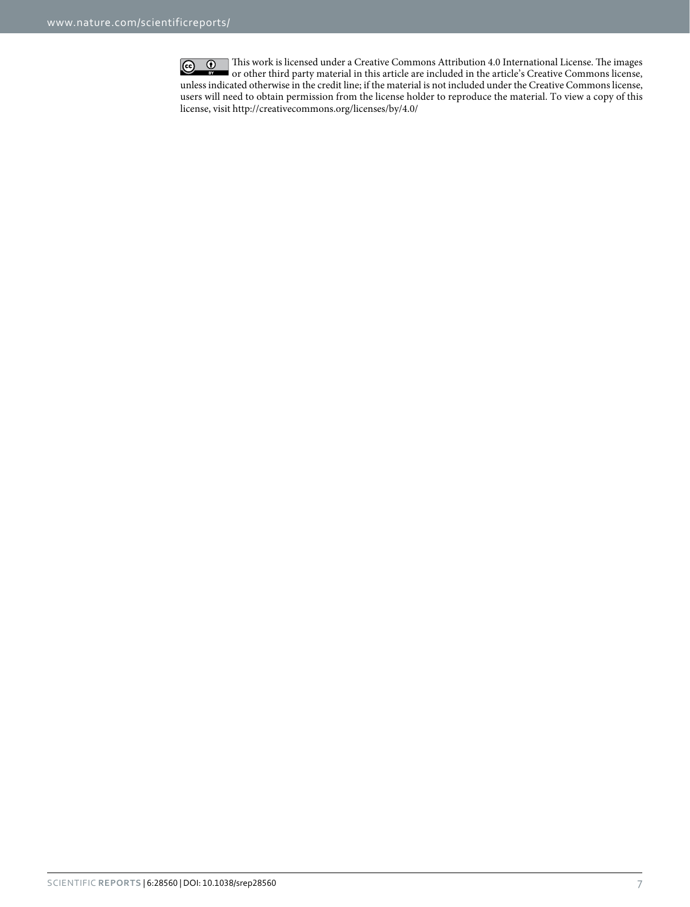This work is licensed under a Creative Commons Attribution 4.0 International License. The images or other third party material in this article are included in the article's Creative Commons license, unless indicated otherwise in the credit line; if the material is not included under the Creative Commons license, users will need to obtain permission from the license holder to reproduce the material. To view a copy of this license, visit http://creativecommons.org/licenses/by/4.0/